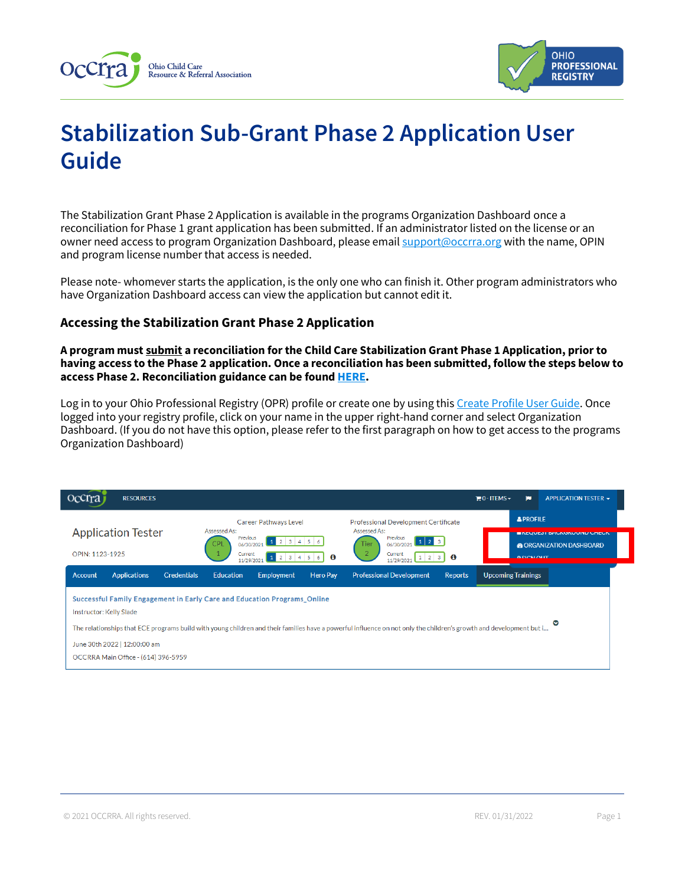# Stabilization Sub-Grant Phase 2 Application User Guide

The Stabilization Grant Phase 2 Application is available in the programs Organization Dashboard once a reconciliation for Phase 1 grant application has been submitted. If an administrator listed on the license or an owner need access to program Organization Dashboard, please email support@occrra.org with the name, OPIN and program license number that access is needed.

Please note- whomever starts the application, is the only one who can finish it. Other program administrators who have Organization Dashboard access can view the application but cannot edit it.

### Accessing the Stabilization Grant Phase 2 Application

**A program must submit a reconciliation for the Child Care Stabilization Grant Phase 1 Application, prior to having access to the Phase 2 application. Once a reconciliation has been submitted, follow the steps below to access Phase 2. Reconciliation guidance can be found HERE.**

Log in to your Ohio Professional Registry (OPR) profile or create one by using this Create Profile User Guide. Once logged into your registry profile, click on your name in the upper right-hand corner and select Organization Dashboard. (If you do not have this option, please refer to the first paragraph on how to get access to the programs Organization Dashboard)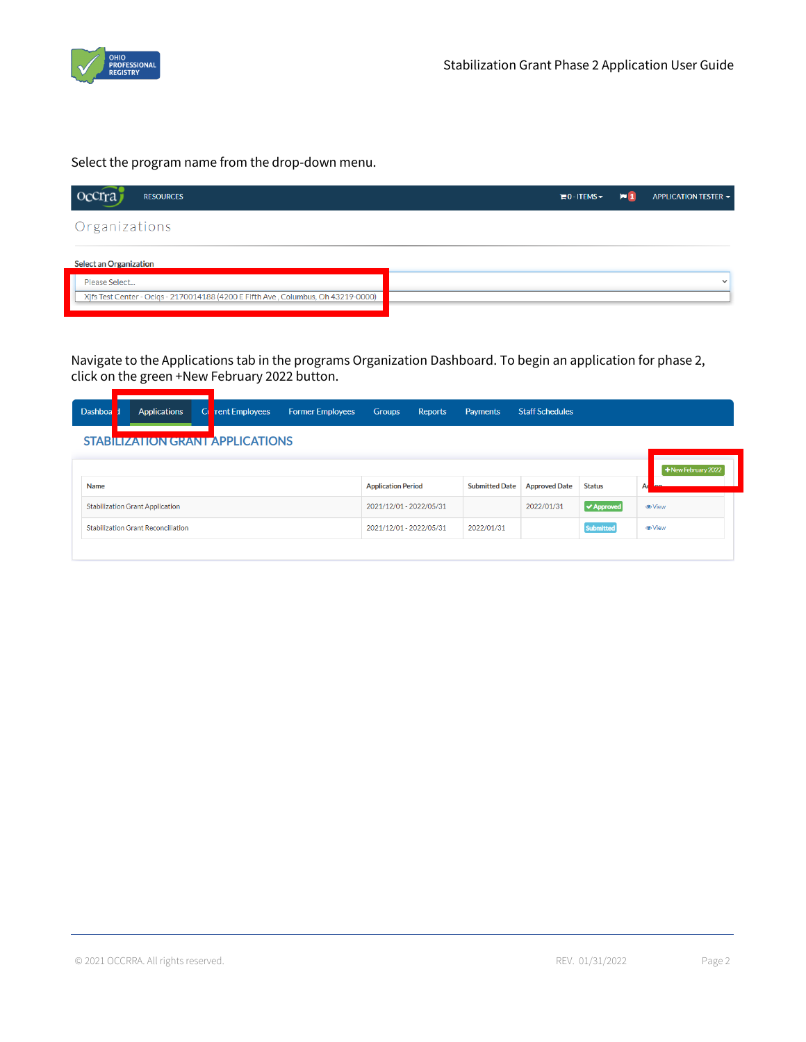Select the program name from the drop-down menu.

Navigate to the Applications tab in the programs Organization Dashboard. To begin an application for phase 2, click on the green +New February 2022 button.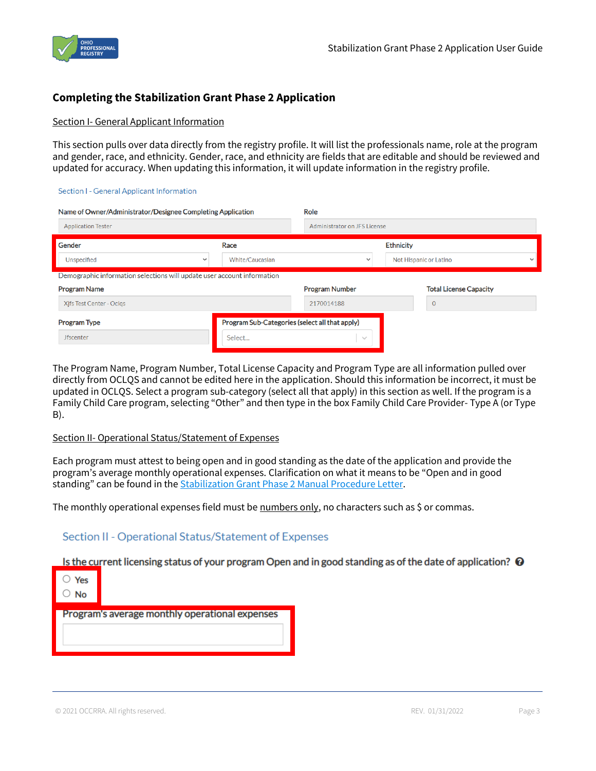## Completing the Stabilization Grant Phase 2 Application

Section I- General Applicant Information

This section pulls over data directly from the registry profile. It will list the professionals name, role at the program and gender, race, and ethnicity. Gender, race, and ethnicity are fields that are editable and should be reviewed and updated for accuracy. When updating this information, it will update information in the registry profile.

Section I - General Applicant Information

| Name of Owner/Administrator/Designee Completing Application | Role |
|---|---|
| Application Tester | Administrator on JFS License |

| Gender | Race | Ethnicity |
|---|---|---|
| Unspecified | White/Caucasian | Not Hispanic or Latino |

Demographic information selections will update user account information

| Program Name | Program Number | Total License Capacity |
|---|---|---|
| Xjfs Test Center - Oclqs | 2170014188 | 0 |

| Program Type | Program Sub-Categories (select all that apply) |
|---|---|
| Jfscenter | Select... |

The Program Name, Program Number, Total License Capacity and Program Type are all information pulled over directly from OCLQS and cannot be edited here in the application. Should this information be incorrect, it must be updated in OCLQS. Select a program sub-category (select all that apply) in this section as well. If the program is a Family Child Care program, selecting "Other" and then type in the box Family Child Care Provider- Type A (or Type B).

Section II- Operational Status/Statement of Expenses

Each program must attest to being open and in good standing as the date of the application and provide the program's average monthly operational expenses. Clarification on what it means to be "Open and in good standing" can be found in the Stabilization Grant Phase 2 Manual Procedure Letter.

The monthly operational expenses field must be numbers only, no characters such as $ or commas.

Section II - Operational Status/Statement of Expenses

Is the current licensing status of your program Open and in good standing as of the date of application?

- Yes
- No

Program's average monthly operational expenses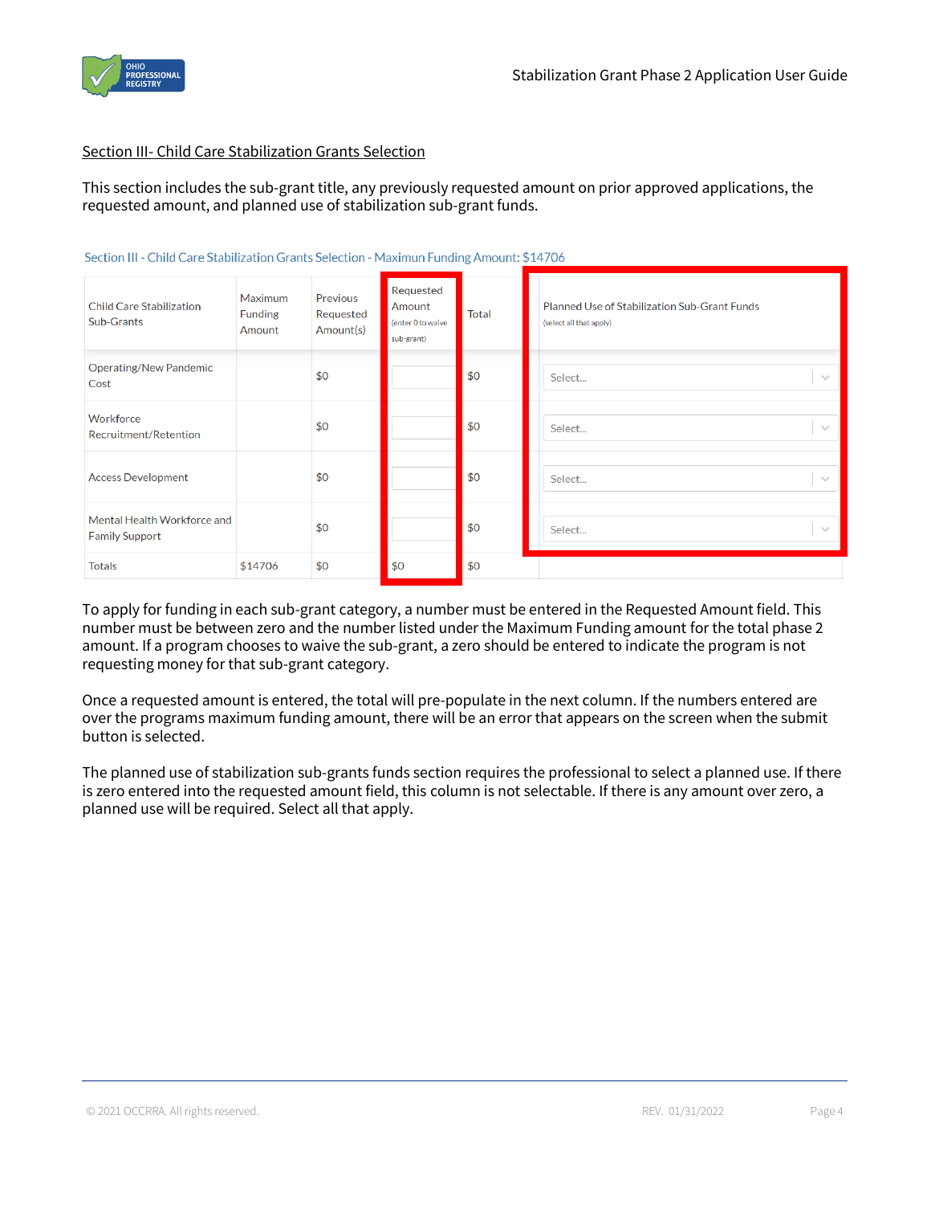Section III- Child Care Stabilization Grants Selection

This section includes the sub-grant title, any previously requested amount on prior approved applications, the requested amount, and planned use of stabilization sub-grant funds.

Section III - Child Care Stabilization Grants Selection - Maximun Funding Amount: $14706

| Child Care Stabilization Sub-Grants | Maximum Funding Amount | Previous Requested Amount(s) | Requested Amount (enter 0 to waive sub-grant) | Total | Planned Use of Stabilization Sub-Grant Funds (select all that apply) |
|---|---|---|---|---|---|
| Operating/New Pandemic Cost | | $0 | | $0 | Select... |
| Workforce Recruitment/Retention | | $0 | | $0 | Select... |
| Access Development | | $0 | | $0 | Select... |
| Mental Health Workforce and Family Support | | $0 | | $0 | Select... |
| Totals | $14706 | $0 | $0 | $0 | |

To apply for funding in each sub-grant category, a number must be entered in the Requested Amount field. This number must be between zero and the number listed under the Maximum Funding amount for the total phase 2 amount. If a program chooses to waive the sub-grant, a zero should be entered to indicate the program is not requesting money for that sub-grant category.

Once a requested amount is entered, the total will pre-populate in the next column. If the numbers entered are over the programs maximum funding amount, there will be an error that appears on the screen when the submit button is selected.

The planned use of stabilization sub-grants funds section requires the professional to select a planned use. If there is zero entered into the requested amount field, this column is not selectable. If there is any amount over zero, a planned use will be required. Select all that apply.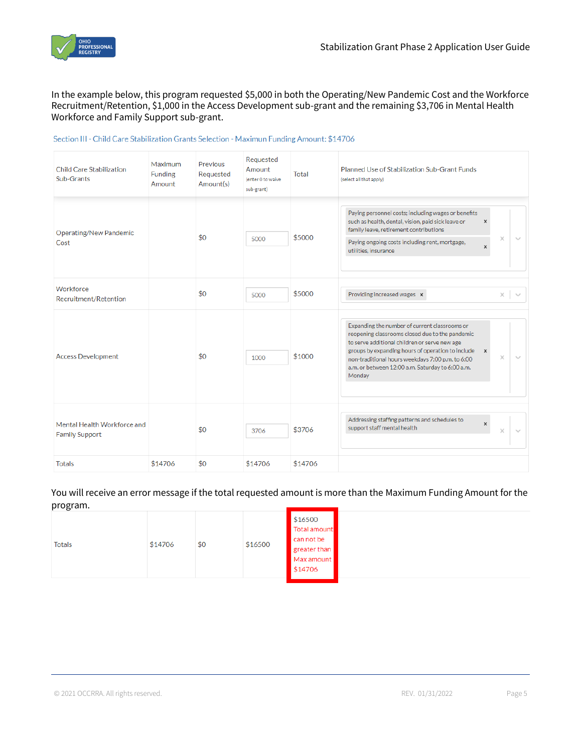In the example below, this program requested $5,000 in both the Operating/New Pandemic Cost and the Workforce Recruitment/Retention, $1,000 in the Access Development sub-grant and the remaining $3,706 in Mental Health Workforce and Family Support sub-grant.

Section III - Child Care Stabilization Grants Selection - Maximun Funding Amount: $14706

| Child Care Stabilization Sub-Grants | Maximum Funding Amount | Previous Requested Amount(s) | Requested Amount (enter 0 to waive sub-grant) | Total | Planned Use of Stabilization Sub-Grant Funds (select all that apply) |
|---|---|---|---|---|---|
| Operating/New Pandemic Cost | | $0 | 5000 | $5000 | Paying personnel costs; including wages or benefits such as health, dental, vision, paid sick leave or family leave, retirement contributions; Paying ongoing costs including rent, mortgage, utilities, insurance |
| Workforce Recruitment/Retention | | $0 | 5000 | $5000 | Providing increased wages |
| Access Development | | $0 | 1000 | $1000 | Expanding the number of current classrooms or reopening classrooms closed due to the pandemic to serve additional children or serve new age groups by expanding hours of operation to include non-traditional hours weekdays 7:00 p.m. to 6:00 a.m. or between 12:00 a.m. Saturday to 6:00 a.m. Monday |
| Mental Health Workforce and Family Support | | $0 | 3706 | $3706 | Addressing staffing patterns and schedules to support staff mental health |
| Totals | $14706 | $0 | $14706 | $14706 | |

You will receive an error message if the total requested amount is more than the Maximum Funding Amount for the program.

| Totals | $14706 | $0 | $16500 | $16500 Total amount can not be greater than Max amount $14706 |
|---|---|---|---|---|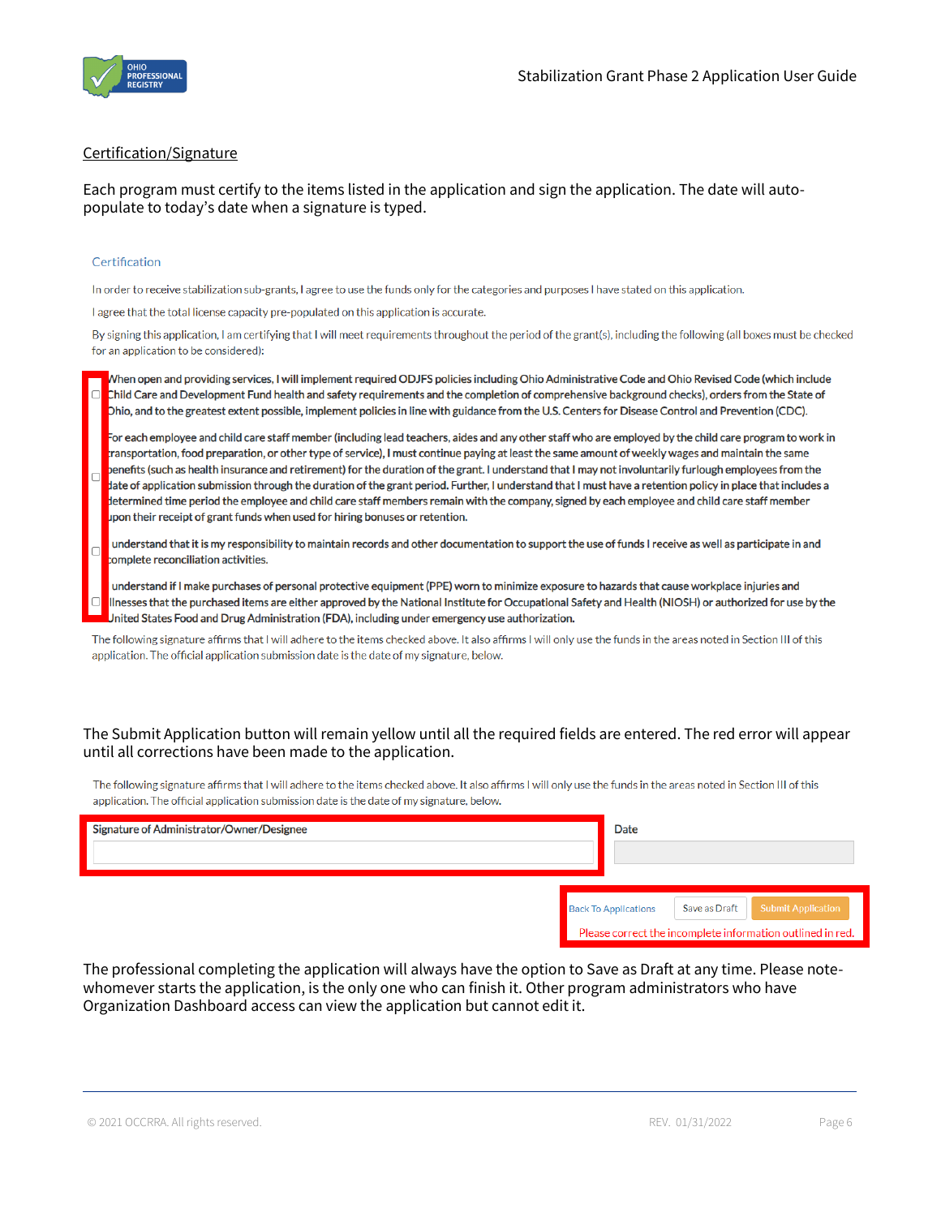Certification/Signature

Each program must certify to the items listed in the application and sign the application. The date will auto-populate to today's date when a signature is typed.

Certification

In order to receive stabilization sub-grants, I agree to use the funds only for the categories and purposes I have stated on this application.

I agree that the total license capacity pre-populated on this application is accurate.

By signing this application, I am certifying that I will meet requirements throughout the period of the grant(s), including the following (all boxes must be checked for an application to be considered):

- [ ] **When open and providing services, I will implement required ODJFS policies including Ohio Administrative Code and Ohio Revised Code (which include Child Care and Development Fund health and safety requirements and the completion of comprehensive background checks), orders from the State of Ohio, and to the greatest extent possible, implement policies in line with guidance from the U.S. Centers for Disease Control and Prevention (CDC).**
- [ ] **For each employee and child care staff member (including lead teachers, aides and any other staff who are employed by the child care program to work in transportation, food preparation, or other type of service), I must continue paying at least the same amount of weekly wages and maintain the same benefits (such as health insurance and retirement) for the duration of the grant. I understand that I may not involuntarily furlough employees from the date of application submission through the duration of the grant period. Further, I understand that I must have a retention policy in place that includes a determined time period the employee and child care staff members remain with the company, signed by each employee and child care staff member upon their receipt of grant funds when used for hiring bonuses or retention.**
- [ ] **I understand that it is my responsibility to maintain records and other documentation to support the use of funds I receive as well as participate in and complete reconciliation activities.**
- [ ] **I understand if I make purchases of personal protective equipment (PPE) worn to minimize exposure to hazards that cause workplace injuries and illnesses that the purchased items are either approved by the National Institute for Occupational Safety and Health (NIOSH) or authorized for use by the United States Food and Drug Administration (FDA), including under emergency use authorization.**

The following signature affirms that I will adhere to the items checked above. It also affirms I will only use the funds in the areas noted in Section III of this application. The official application submission date is the date of my signature, below.

The Submit Application button will remain yellow until all the required fields are entered. The red error will appear until all corrections have been made to the application.

The following signature affirms that I will adhere to the items checked above. It also affirms I will only use the funds in the areas noted in Section III of this application. The official application submission date is the date of my signature, below.

**Signature of Administrator/Owner/Designee** | Date

Back To Applications | Save as Draft | Submit Application

Please correct the incomplete information outlined in red.

The professional completing the application will always have the option to Save as Draft at any time. Please note- whomever starts the application, is the only one who can finish it. Other program administrators who have Organization Dashboard access can view the application but cannot edit it.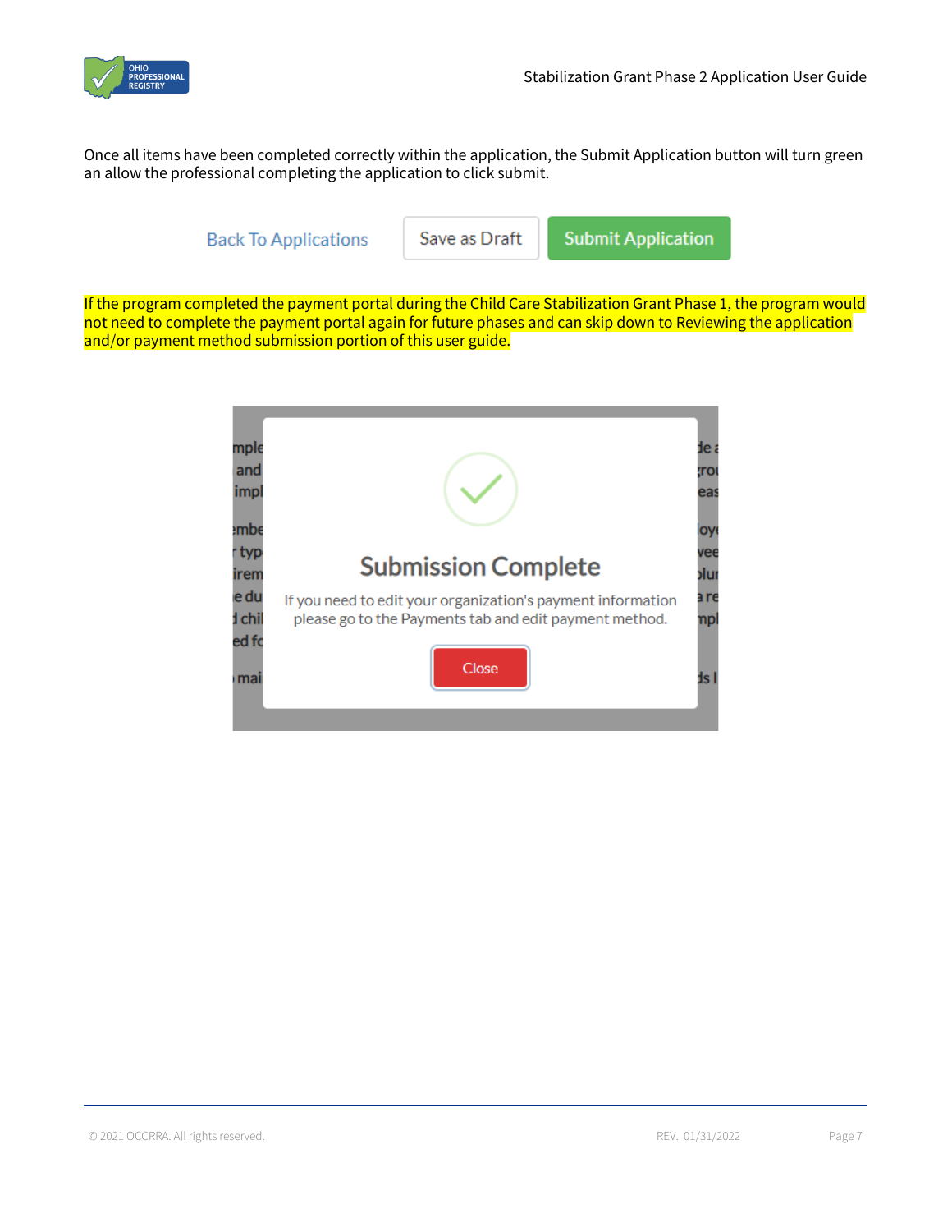Once all items have been completed correctly within the application, the Submit Application button will turn green an allow the professional completing the application to click submit.

Back To Applications | Save as Draft | Submit Application

If the program completed the payment portal during the Child Care Stabilization Grant Phase 1, the program would not need to complete the payment portal again for future phases and can skip down to Reviewing the application and/or payment method submission portion of this user guide.

**Submission Complete**

If you need to edit your organization's payment information please go to the Payments tab and edit payment method.

Close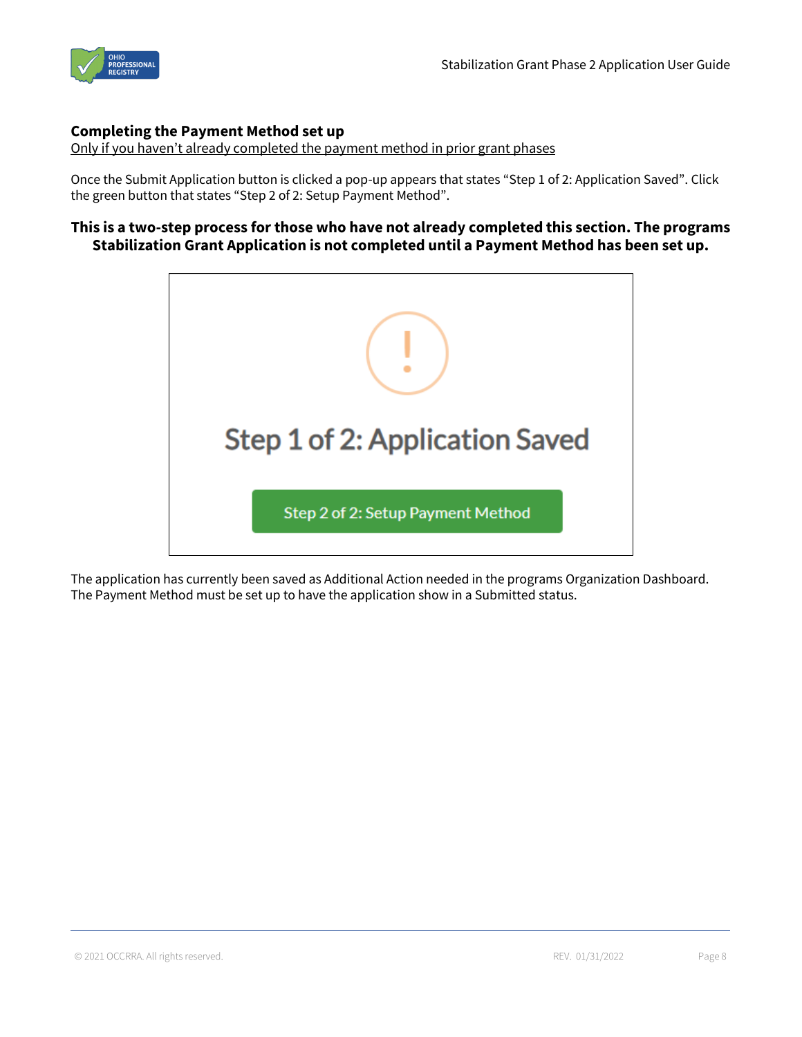## Completing the Payment Method set up

Only if you haven't already completed the payment method in prior grant phases

Once the Submit Application button is clicked a pop-up appears that states "Step 1 of 2: Application Saved". Click the green button that states "Step 2 of 2: Setup Payment Method".

**This is a two-step process for those who have not already completed this section. The programs Stabilization Grant Application is not completed until a Payment Method has been set up.**

The application has currently been saved as Additional Action needed in the programs Organization Dashboard. The Payment Method must be set up to have the application show in a Submitted status.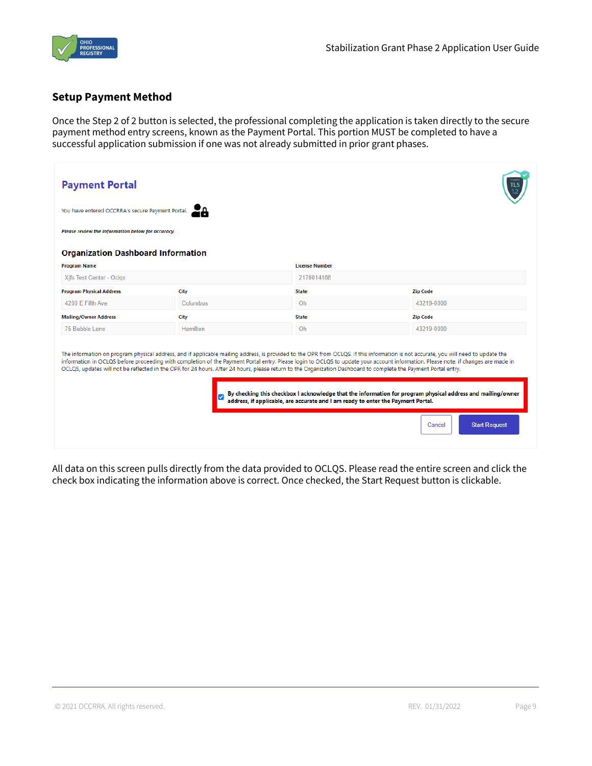## Setup Payment Method

Once the Step 2 of 2 button is selected, the professional completing the application is taken directly to the secure payment method entry screens, known as the Payment Portal. This portion MUST be completed to have a successful application submission if one was not already submitted in prior grant phases.

### Payment Portal

You have entered OCCRRA's secure Payment Portal.

*Please review the information below for accuracy.*

#### Organization Dashboard Information

| Program Name | | License Number | |
|---|---|---|---|
| Xjfs Test Center - Oclqs | | 2170014188 | |
| **Program Physical Address** | **City** | **State** | **Zip Code** |
| 4200 E Fifth Ave | Columbus | Oh | 43219-0000 |
| **Mailing/Owner Address** | **City** | **State** | **Zip Code** |
| 75 Bubble Lane | Hamilton | Oh | 43219-0000 |

The information on program physical address, and if applicable mailing address, is provided to the OPR from OCLQS. If this information is not accurate, you will need to update the information in OCLQS before proceeding with completion of the Payment Portal entry. Please login to OCLQS to update your account information. Please note, if changes are made in OCLQS, updates will not be reflected in the OPR for 24 hours. After 24 hours, please return to the Organization Dashboard to complete the Payment Portal entry.

☑ **By checking this checkbox I acknowledge that the information for program physical address and mailing/owner address, if applicable, are accurate and I am ready to enter the Payment Portal.**

Cancel | Start Request

All data on this screen pulls directly from the data provided to OCLQS. Please read the entire screen and click the check box indicating the information above is correct. Once checked, the Start Request button is clickable.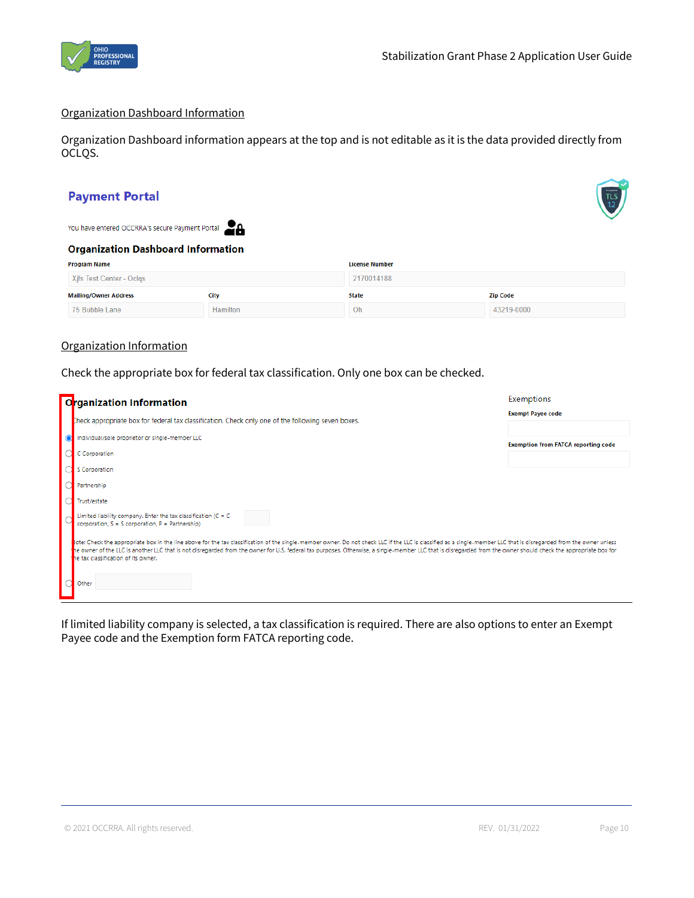## Organization Dashboard Information

Organization Dashboard information appears at the top and is not editable as it is the data provided directly from OCLQS.

**Payment Portal**

You have entered OCCRRA's secure Payment Portal

**Organization Dashboard Information**

| Program Name | License Number | | |
|---|---|---|---|
| Xjfs Test Center - Oclqs | 2170014188 | | |
| **Mailing/Owner Address** | **City** | **State** | **Zip Code** |
| 75 Bubble Lane | Hamilton | Oh | 43219-0000 |

## Organization Information

Check the appropriate box for federal tax classification. Only one box can be checked.

**Organization Information**

Check appropriate box for federal tax classification. Check only one of the following seven boxes.

- (•) Individual/sole proprietor or single-member LLC
- ( ) C Corporation
- ( ) S Corporation
- ( ) Partnership
- ( ) Trust/estate
- ( ) Limited liability company. Enter the tax classification (C = C corporation, S = S corporation, P = Partnership)

Note: Check the appropriate box in the line above for the tax classification of the single-member owner. Do not check LLC if the LLC is classified as a single-member LLC that is disregarded from the owner unless the owner of the LLC is another LLC that is not disregarded from the owner for U.S. federal tax purposes. Otherwise, a single-member LLC that is disregarded from the owner should check the appropriate box for the tax classification of its owner.

- ( ) Other

Exemptions

**Exempt Payee code**

**Exemption from FATCA reporting code**

If limited liability company is selected, a tax classification is required. There are also options to enter an Exempt Payee code and the Exemption form FATCA reporting code.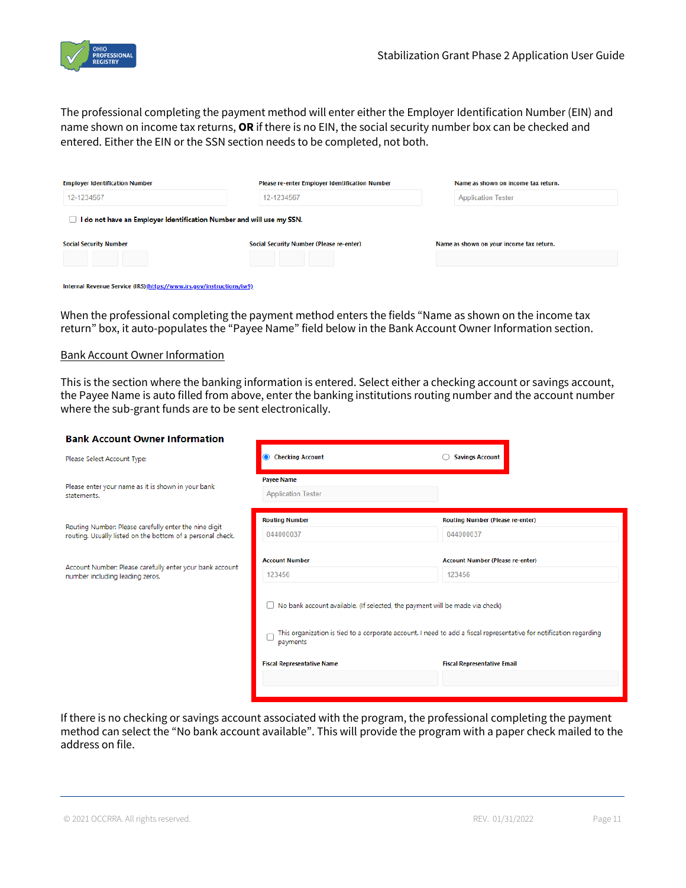The professional completing the payment method will enter either the Employer Identification Number (EIN) and name shown on income tax returns, **OR** if there is no EIN, the social security number box can be checked and entered. Either the EIN or the SSN section needs to be completed, not both.

Employer Identification Number: 12-1234567
Please re-enter Employer Identification Number: 12-1234567
Name as shown on income tax return.: Application Tester

☐ I do not have an Employer Identification Number and will use my SSN.

Social Security Number
Social Security Number (Please re-enter)
Name as shown on your income tax return.

Internal Revenue Service (IRS)(https://www.irs.gov/instructions/iw9)

When the professional completing the payment method enters the fields "Name as shown on the income tax return" box, it auto-populates the "Payee Name" field below in the Bank Account Owner Information section.

Bank Account Owner Information

This is the section where the banking information is entered. Select either a checking account or savings account, the Payee Name is auto filled from above, enter the banking institutions routing number and the account number where the sub-grant funds are to be sent electronically.

**Bank Account Owner Information**

Please Select Account Type: ◉ Checking Account ○ Savings Account

Please enter your name as it is shown in your bank statements.
Payee Name: Application Tester

Routing Number: Please carefully enter the nine digit routing. Usually listed on the bottom of a personal check.
Routing Number: 044000037
Routing Number (Please re-enter): 044000037

Account Number: Please carefully enter your bank account number including leading zeros.
Account Number: 123456
Account Number (Please re-enter): 123456

☐ No bank account available. (If selected, the payment will be made via check)

☐ This organization is tied to a corporate account. I need to add a fiscal representative for notification regarding payments

Fiscal Representative Name
Fiscal Representative Email

If there is no checking or savings account associated with the program, the professional completing the payment method can select the "No bank account available". This will provide the program with a paper check mailed to the address on file.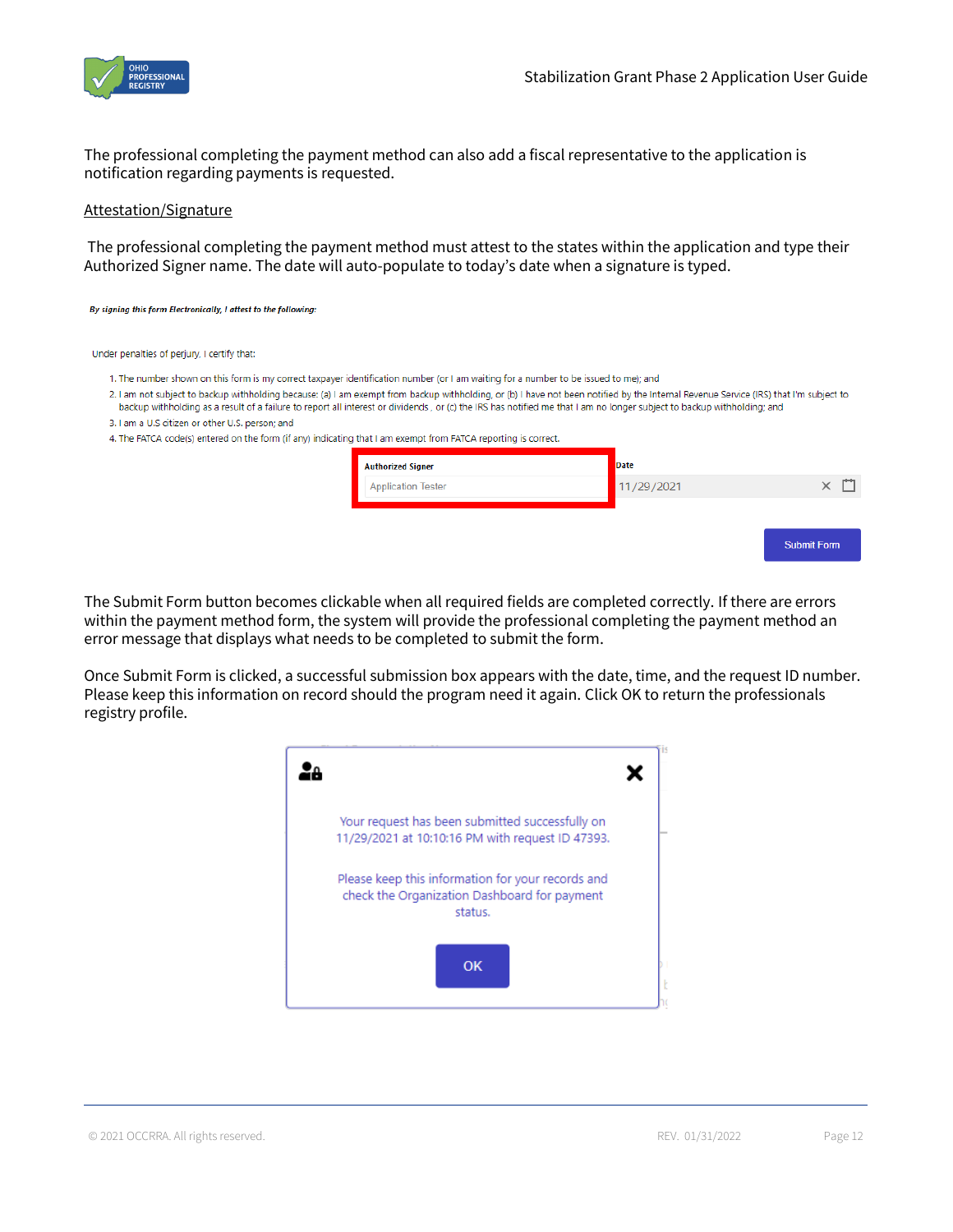The professional completing the payment method can also add a fiscal representative to the application is notification regarding payments is requested.

Attestation/Signature

The professional completing the payment method must attest to the states within the application and type their Authorized Signer name. The date will auto-populate to today's date when a signature is typed.

*By signing this form Electronically, I attest to the following:*

Under penalties of perjury, I certify that:

1. The number shown on this form is my correct taxpayer identification number (or I am waiting for a number to be issued to me); and
2. I am not subject to backup withholding because: (a) I am exempt from backup withholding, or (b) I have not been notified by the Internal Revenue Service (IRS) that I'm subject to backup withholding as a result of a failure to report all interest or dividends , or (c) the IRS has notified me that I am no longer subject to backup withholding; and
3. I am a U.S citizen or other U.S. person; and
4. The FATCA code(s) entered on the form (if any) indicating that I am exempt from FATCA reporting is correct.

**Authorized Signer**: Application Tester
**Date**: 11/29/2021

Submit Form

The Submit Form button becomes clickable when all required fields are completed correctly. If there are errors within the payment method form, the system will provide the professional completing the payment method an error message that displays what needs to be completed to submit the form.

Once Submit Form is clicked, a successful submission box appears with the date, time, and the request ID number. Please keep this information on record should the program need it again. Click OK to return the professionals registry profile.

Your request has been submitted successfully on 11/29/2021 at 10:10:16 PM with request ID 47393.

Please keep this information for your records and check the Organization Dashboard for payment status.

OK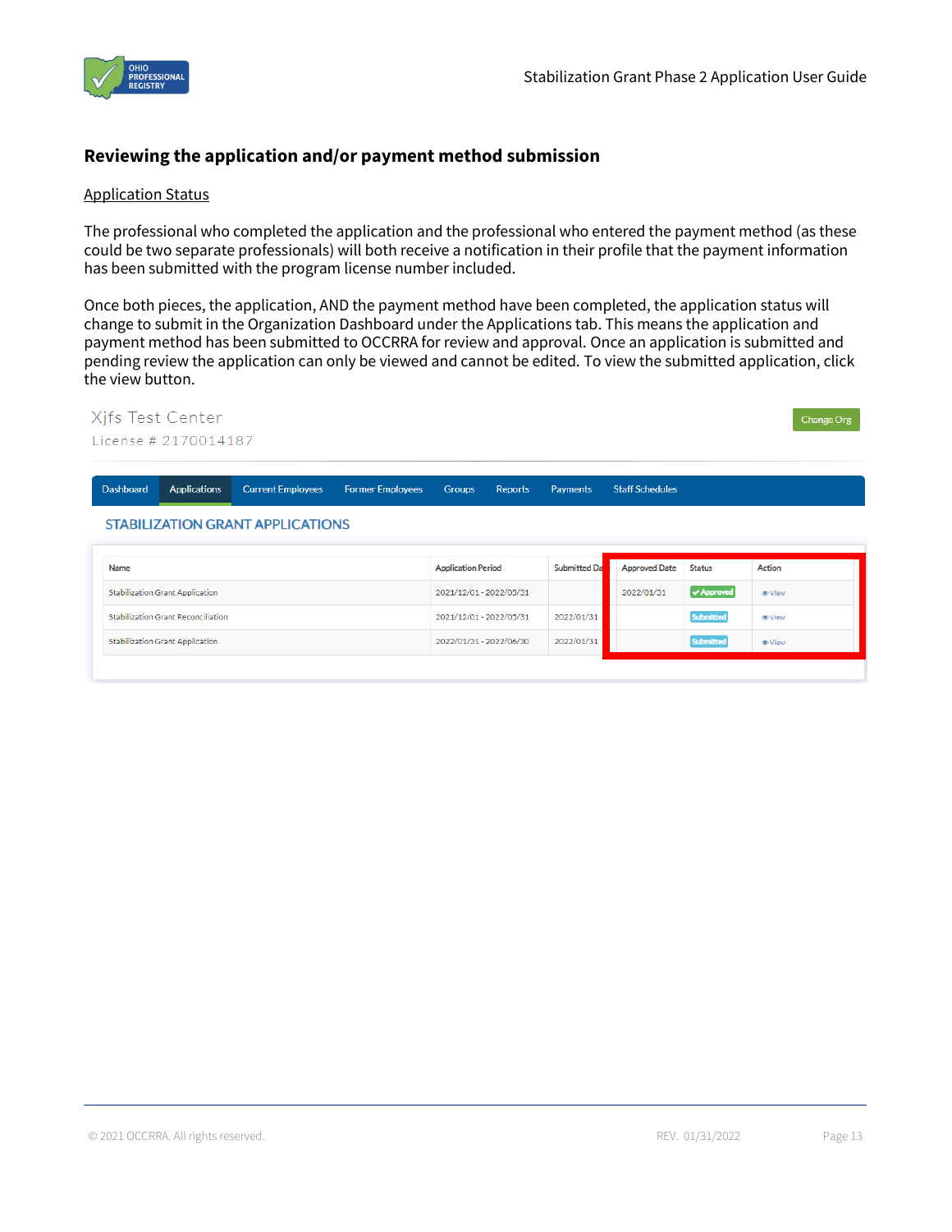## Reviewing the application and/or payment method submission

Application Status

The professional who completed the application and the professional who entered the payment method (as these could be two separate professionals) will both receive a notification in their profile that the payment information has been submitted with the program license number included.

Once both pieces, the application, AND the payment method have been completed, the application status will change to submit in the Organization Dashboard under the Applications tab. This means the application and payment method has been submitted to OCCRRA for review and approval. Once an application is submitted and pending review the application can only be viewed and cannot be edited. To view the submitted application, click the view button.

Xjfs Test Center

License # 2170014187

Change Org

Dashboard | Applications | Current Employees | Former Employees | Groups | Reports | Payments | Staff Schedules

STABILIZATION GRANT APPLICATIONS

| Name | Application Period | Submitted Da | Approved Date | Status | Action |
|---|---|---|---|---|---|
| Stabilization Grant Application | 2021/12/01 - 2022/05/31 | | 2022/01/31 | Approved | View |
| Stabilization Grant Reconciliation | 2021/12/01 - 2022/05/31 | 2022/01/31 | | Submitted | View |
| Stabilization Grant Application | 2022/01/31 - 2022/06/30 | 2022/01/31 | | Submitted | View |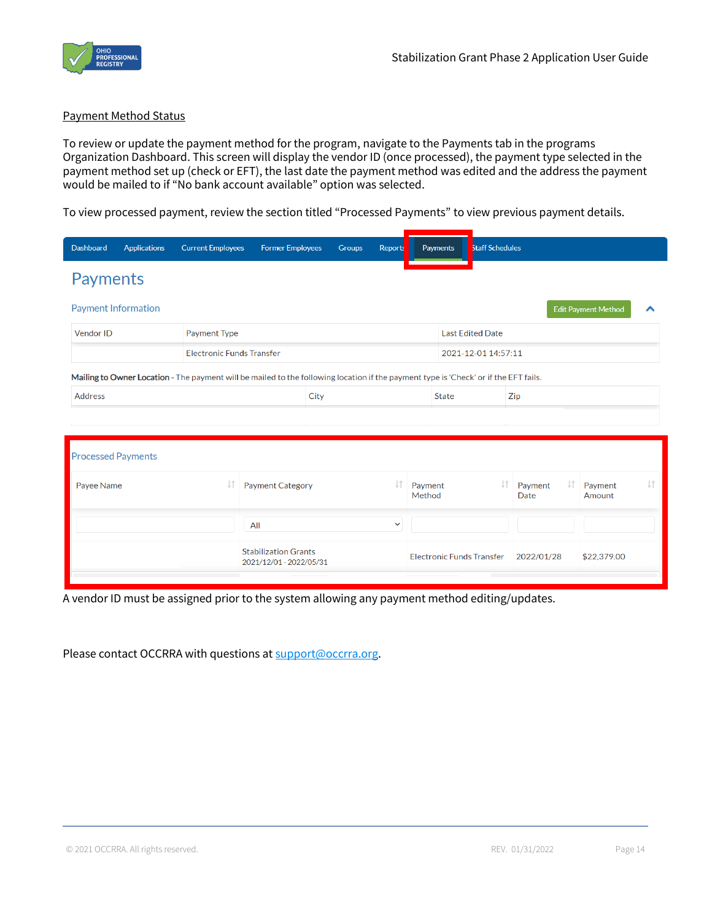Payment Method Status

To review or update the payment method for the program, navigate to the Payments tab in the programs Organization Dashboard. This screen will display the vendor ID (once processed), the payment type selected in the payment method set up (check or EFT), the last date the payment method was edited and the address the payment would be mailed to if “No bank account available” option was selected.

To view processed payment, review the section titled “Processed Payments” to view previous payment details.

Dashboard Applications Current Employees Former Employees Groups Reports Payments Staff Schedules

## Payments

Payment Information

Edit Payment Method

| Vendor ID | Payment Type | Last Edited Date |
| --- | --- | --- |
| | Electronic Funds Transfer | 2021-12-01 14:57:11 |

**Mailing to Owner Location** - The payment will be mailed to the following location if the payment type is 'Check' or if the EFT fails.

| Address | City | State | Zip |
| --- | --- | --- | --- |
| | | | |

Processed Payments

| Payee Name | Payment Category | Payment Method | Payment Date | Payment Amount |
| --- | --- | --- | --- | --- |
| | All | | | |
| | Stabilization Grants 2021/12/01 - 2022/05/31 | Electronic Funds Transfer | 2022/01/28 | $22,379.00 |

A vendor ID must be assigned prior to the system allowing any payment method editing/updates.

Please contact OCCRRA with questions at support@occrra.org.